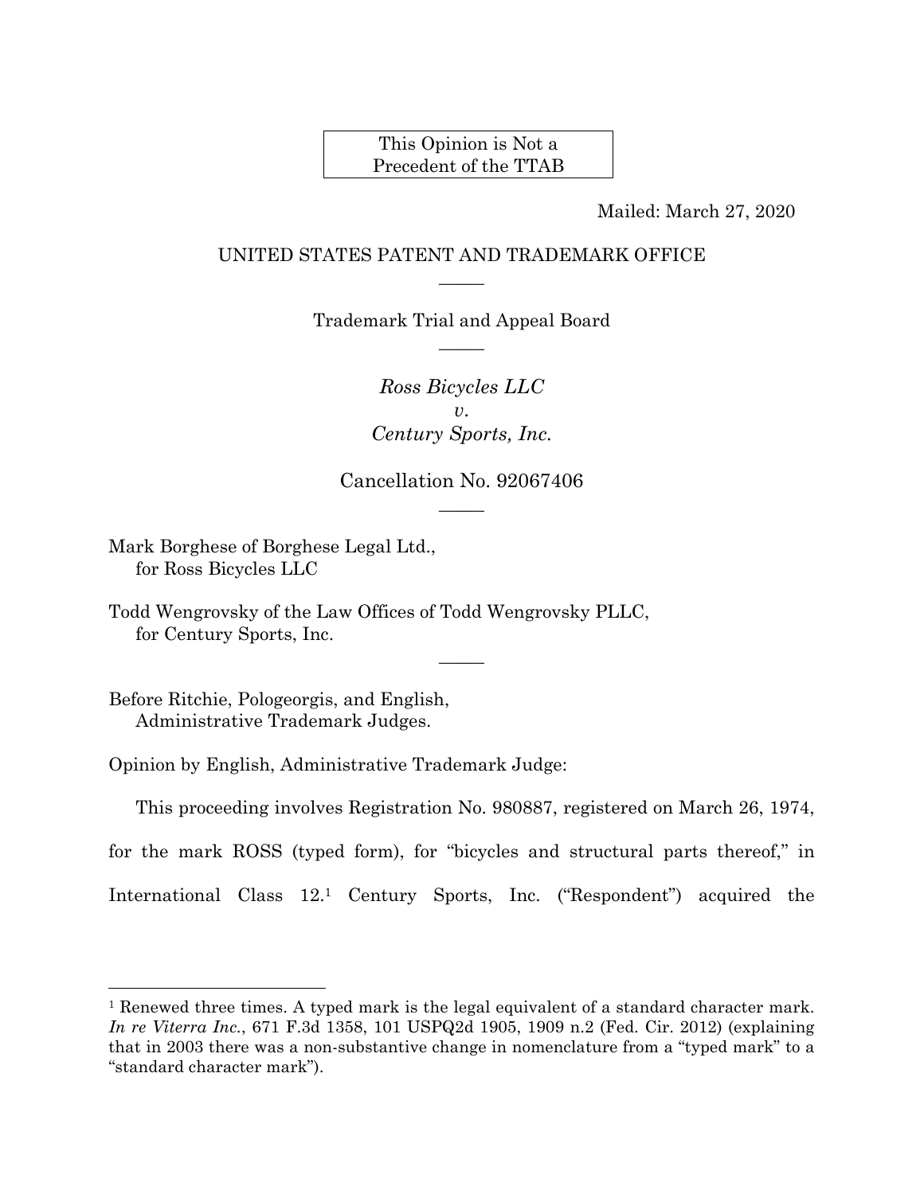This Opinion is Not a Precedent of the TTAB

Mailed: March 27, 2020

UNITED STATES PATENT AND TRADEMARK OFFICE

—————

Trademark Trial and Appeal Board

—————

*Ross Bicycles LLC*
*v.*
*Century Sports, Inc.*

Cancellation No. 92067406

—————

Mark Borghese of Borghese Legal Ltd.,
  for Ross Bicycles LLC

Todd Wengrovsky of the Law Offices of Todd Wengrovsky PLLC,
  for Century Sports, Inc.

—————

Before Ritchie, Pologeorgis, and English,
  Administrative Trademark Judges.

Opinion by English, Administrative Trademark Judge:

This proceeding involves Registration No. 980887, registered on March 26, 1974, for the mark ROSS (typed form), for "bicycles and structural parts thereof," in International Class 12.[1] Century Sports, Inc. ("Respondent") acquired the

---

[1] Renewed three times. A typed mark is the legal equivalent of a standard character mark. *In re Viterra Inc.*, 671 F.3d 1358, 101 USPQ2d 1905, 1909 n.2 (Fed. Cir. 2012) (explaining that in 2003 there was a non-substantive change in nomenclature from a "typed mark" to a "standard character mark").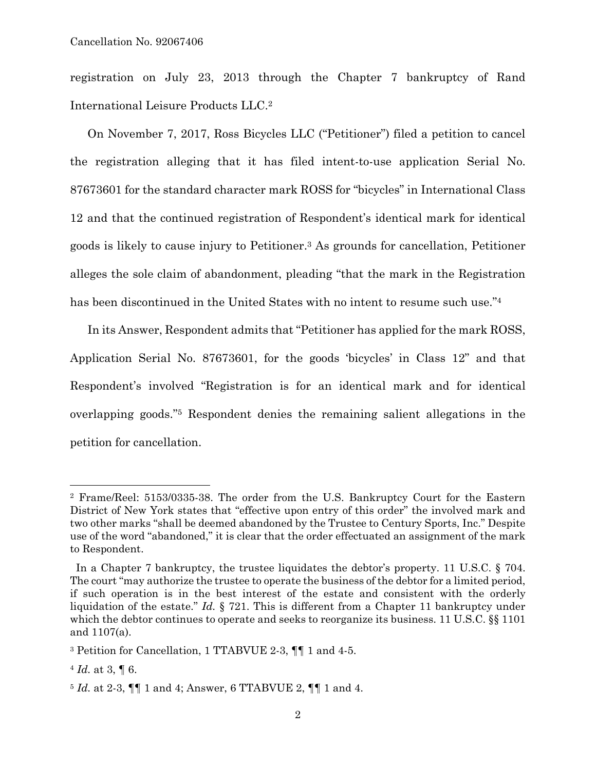registration on July 23, 2013 through the Chapter 7 bankruptcy of Rand International Leisure Products LLC.[2]

On November 7, 2017, Ross Bicycles LLC ("Petitioner") filed a petition to cancel the registration alleging that it has filed intent-to-use application Serial No. 87673601 for the standard character mark ROSS for "bicycles" in International Class 12 and that the continued registration of Respondent's identical mark for identical goods is likely to cause injury to Petitioner.[3] As grounds for cancellation, Petitioner alleges the sole claim of abandonment, pleading "that the mark in the Registration has been discontinued in the United States with no intent to resume such use."[4]

In its Answer, Respondent admits that "Petitioner has applied for the mark ROSS, Application Serial No. 87673601, for the goods 'bicycles' in Class 12" and that Respondent's involved "Registration is for an identical mark and for identical overlapping goods."[5] Respondent denies the remaining salient allegations in the petition for cancellation.

---

[2] Frame/Reel: 5153/0335-38. The order from the U.S. Bankruptcy Court for the Eastern District of New York states that "effective upon entry of this order" the involved mark and two other marks "shall be deemed abandoned by the Trustee to Century Sports, Inc." Despite use of the word "abandoned," it is clear that the order effectuated an assignment of the mark to Respondent.

In a Chapter 7 bankruptcy, the trustee liquidates the debtor's property. 11 U.S.C. § 704. The court "may authorize the trustee to operate the business of the debtor for a limited period, if such operation is in the best interest of the estate and consistent with the orderly liquidation of the estate." *Id.* § 721. This is different from a Chapter 11 bankruptcy under which the debtor continues to operate and seeks to reorganize its business. 11 U.S.C. §§ 1101 and 1107(a).

[3] Petition for Cancellation, 1 TTABVUE 2-3, ¶¶ 1 and 4-5.

[4] *Id.* at 3, ¶ 6.

[5] *Id.* at 2-3, ¶¶ 1 and 4; Answer, 6 TTABVUE 2, ¶¶ 1 and 4.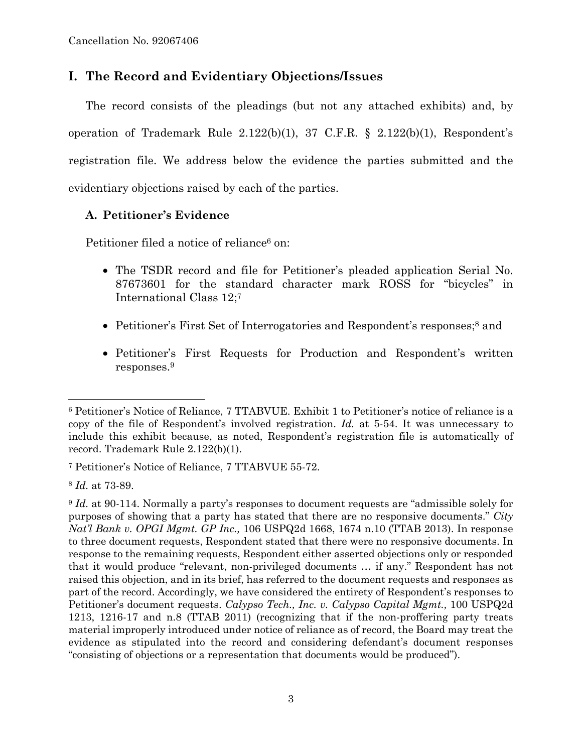## I. The Record and Evidentiary Objections/Issues

The record consists of the pleadings (but not any attached exhibits) and, by operation of Trademark Rule 2.122(b)(1), 37 C.F.R. § 2.122(b)(1), Respondent's registration file. We address below the evidence the parties submitted and the evidentiary objections raised by each of the parties.

### A. Petitioner's Evidence

Petitioner filed a notice of reliance[6] on:

- The TSDR record and file for Petitioner's pleaded application Serial No. 87673601 for the standard character mark ROSS for "bicycles" in International Class 12;[7]
- Petitioner's First Set of Interrogatories and Respondent's responses;[8] and
- Petitioner's First Requests for Production and Respondent's written responses.[9]

---

[6] Petitioner's Notice of Reliance, 7 TTABVUE. Exhibit 1 to Petitioner's notice of reliance is a copy of the file of Respondent's involved registration. *Id.* at 5-54. It was unnecessary to include this exhibit because, as noted, Respondent's registration file is automatically of record. Trademark Rule 2.122(b)(1).

[7] Petitioner's Notice of Reliance, 7 TTABVUE 55-72.

[8] *Id.* at 73-89.

[9] *Id.* at 90-114. Normally a party's responses to document requests are "admissible solely for purposes of showing that a party has stated that there are no responsive documents." *City Nat'l Bank v. OPGI Mgmt. GP Inc.,* 106 USPQ2d 1668, 1674 n.10 (TTAB 2013). In response to three document requests, Respondent stated that there were no responsive documents. In response to the remaining requests, Respondent either asserted objections only or responded that it would produce "relevant, non-privileged documents … if any." Respondent has not raised this objection, and in its brief, has referred to the document requests and responses as part of the record. Accordingly, we have considered the entirety of Respondent's responses to Petitioner's document requests. *Calypso Tech., Inc. v. Calypso Capital Mgmt.,* 100 USPQ2d 1213, 1216-17 and n.8 (TTAB 2011) (recognizing that if the non-proffering party treats material improperly introduced under notice of reliance as of record, the Board may treat the evidence as stipulated into the record and considering defendant's document responses "consisting of objections or a representation that documents would be produced").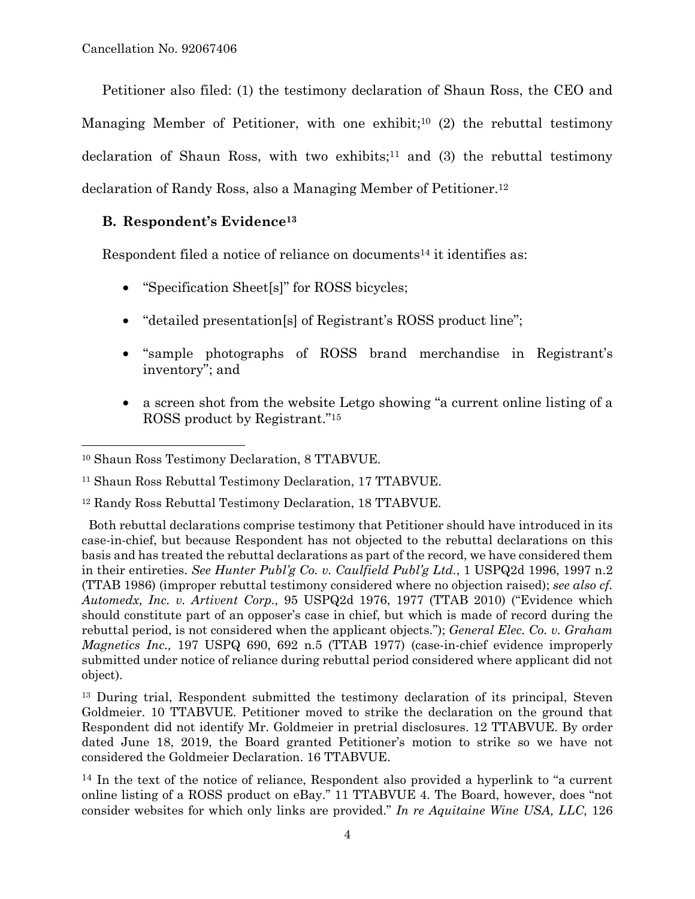Petitioner also filed: (1) the testimony declaration of Shaun Ross, the CEO and Managing Member of Petitioner, with one exhibit;[10] (2) the rebuttal testimony declaration of Shaun Ross, with two exhibits;[11] and (3) the rebuttal testimony declaration of Randy Ross, also a Managing Member of Petitioner.[12]

### B. Respondent's Evidence[13]

Respondent filed a notice of reliance on documents[14] it identifies as:

- "Specification Sheet[s]" for ROSS bicycles;
- "detailed presentation[s] of Registrant's ROSS product line";
- "sample photographs of ROSS brand merchandise in Registrant's inventory"; and
- a screen shot from the website Letgo showing "a current online listing of a ROSS product by Registrant."[15]

---

[10] Shaun Ross Testimony Declaration, 8 TTABVUE.

[11] Shaun Ross Rebuttal Testimony Declaration, 17 TTABVUE.

[12] Randy Ross Rebuttal Testimony Declaration, 18 TTABVUE.

Both rebuttal declarations comprise testimony that Petitioner should have introduced in its case-in-chief, but because Respondent has not objected to the rebuttal declarations on this basis and has treated the rebuttal declarations as part of the record, we have considered them in their entireties. *See Hunter Publ'g Co. v. Caulfield Publ'g Ltd.*, 1 USPQ2d 1996, 1997 n.2 (TTAB 1986) (improper rebuttal testimony considered where no objection raised); *see also cf. Automedx, Inc. v. Artivent Corp.,* 95 USPQ2d 1976, 1977 (TTAB 2010) ("Evidence which should constitute part of an opposer's case in chief, but which is made of record during the rebuttal period, is not considered when the applicant objects."); *General Elec. Co. v. Graham Magnetics Inc.,* 197 USPQ 690, 692 n.5 (TTAB 1977) (case-in-chief evidence improperly submitted under notice of reliance during rebuttal period considered where applicant did not object).

[13] During trial, Respondent submitted the testimony declaration of its principal, Steven Goldmeier. 10 TTABVUE. Petitioner moved to strike the declaration on the ground that Respondent did not identify Mr. Goldmeier in pretrial disclosures. 12 TTABVUE. By order dated June 18, 2019, the Board granted Petitioner's motion to strike so we have not considered the Goldmeier Declaration. 16 TTABVUE.

[14] In the text of the notice of reliance, Respondent also provided a hyperlink to "a current online listing of a ROSS product on eBay." 11 TTABVUE 4. The Board, however, does "not consider websites for which only links are provided." *In re Aquitaine Wine USA, LLC,* 126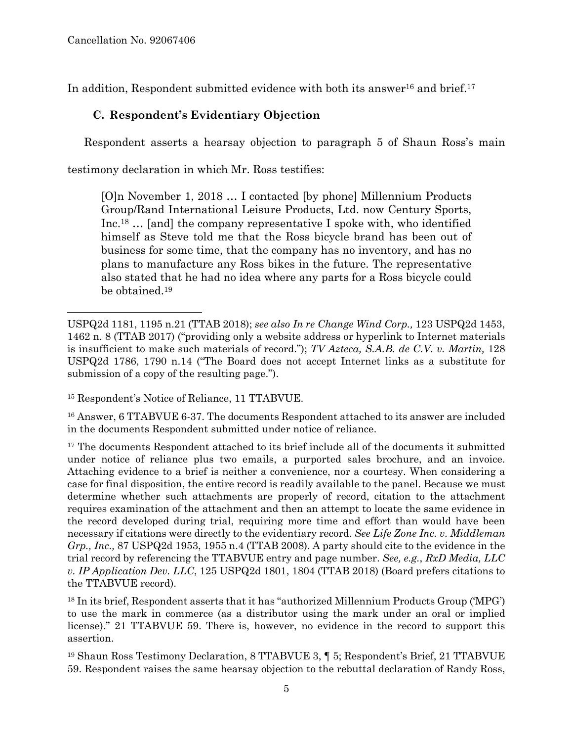In addition, Respondent submitted evidence with both its answer[16] and brief.[17]

### C. Respondent's Evidentiary Objection

Respondent asserts a hearsay objection to paragraph 5 of Shaun Ross's main testimony declaration in which Mr. Ross testifies:

> [O]n November 1, 2018 … I contacted [by phone] Millennium Products Group/Rand International Leisure Products, Ltd. now Century Sports, Inc.[18] … [and] the company representative I spoke with, who identified himself as Steve told me that the Ross bicycle brand has been out of business for some time, that the company has no inventory, and has no plans to manufacture any Ross bikes in the future. The representative also stated that he had no idea where any parts for a Ross bicycle could be obtained.[19]

---

USPQ2d 1181, 1195 n.21 (TTAB 2018); *see also In re Change Wind Corp.,* 123 USPQ2d 1453, 1462 n. 8 (TTAB 2017) ("providing only a website address or hyperlink to Internet materials is insufficient to make such materials of record."); *TV Azteca, S.A.B. de C.V. v. Martin,* 128 USPQ2d 1786, 1790 n.14 ("The Board does not accept Internet links as a substitute for submission of a copy of the resulting page.").

[15] Respondent's Notice of Reliance, 11 TTABVUE.

[16] Answer, 6 TTABVUE 6-37. The documents Respondent attached to its answer are included in the documents Respondent submitted under notice of reliance.

[17] The documents Respondent attached to its brief include all of the documents it submitted under notice of reliance plus two emails, a purported sales brochure, and an invoice. Attaching evidence to a brief is neither a convenience, nor a courtesy. When considering a case for final disposition, the entire record is readily available to the panel. Because we must determine whether such attachments are properly of record, citation to the attachment requires examination of the attachment and then an attempt to locate the same evidence in the record developed during trial, requiring more time and effort than would have been necessary if citations were directly to the evidentiary record. *See Life Zone Inc. v. Middleman Grp., Inc.,* 87 USPQ2d 1953, 1955 n.4 (TTAB 2008). A party should cite to the evidence in the trial record by referencing the TTABVUE entry and page number. *See, e.g.*, *RxD Media, LLC v. IP Application Dev. LLC*, 125 USPQ2d 1801, 1804 (TTAB 2018) (Board prefers citations to the TTABVUE record).

[18] In its brief, Respondent asserts that it has "authorized Millennium Products Group ('MPG') to use the mark in commerce (as a distributor using the mark under an oral or implied license)." 21 TTABVUE 59. There is, however, no evidence in the record to support this assertion.

[19] Shaun Ross Testimony Declaration, 8 TTABVUE 3, ¶ 5; Respondent's Brief, 21 TTABVUE 59. Respondent raises the same hearsay objection to the rebuttal declaration of Randy Ross,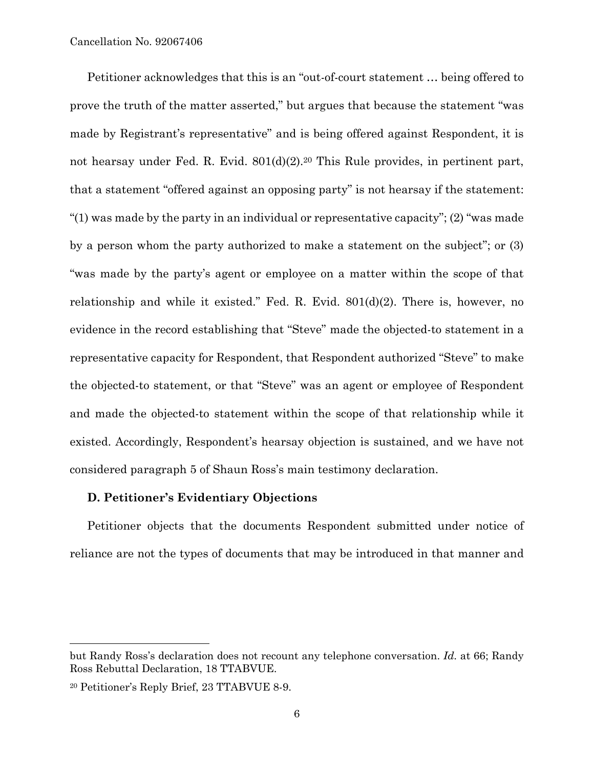Petitioner acknowledges that this is an "out-of-court statement … being offered to prove the truth of the matter asserted," but argues that because the statement "was made by Registrant's representative" and is being offered against Respondent, it is not hearsay under Fed. R. Evid. 801(d)(2).[20] This Rule provides, in pertinent part, that a statement "offered against an opposing party" is not hearsay if the statement: "(1) was made by the party in an individual or representative capacity"; (2) "was made by a person whom the party authorized to make a statement on the subject"; or (3) "was made by the party's agent or employee on a matter within the scope of that relationship and while it existed." Fed. R. Evid. 801(d)(2). There is, however, no evidence in the record establishing that "Steve" made the objected-to statement in a representative capacity for Respondent, that Respondent authorized "Steve" to make the objected-to statement, or that "Steve" was an agent or employee of Respondent and made the objected-to statement within the scope of that relationship while it existed. Accordingly, Respondent's hearsay objection is sustained, and we have not considered paragraph 5 of Shaun Ross's main testimony declaration.

### D. Petitioner's Evidentiary Objections

Petitioner objects that the documents Respondent submitted under notice of reliance are not the types of documents that may be introduced in that manner and

---

but Randy Ross's declaration does not recount any telephone conversation. *Id.* at 66; Randy Ross Rebuttal Declaration, 18 TTABVUE.

[20] Petitioner's Reply Brief, 23 TTABVUE 8-9.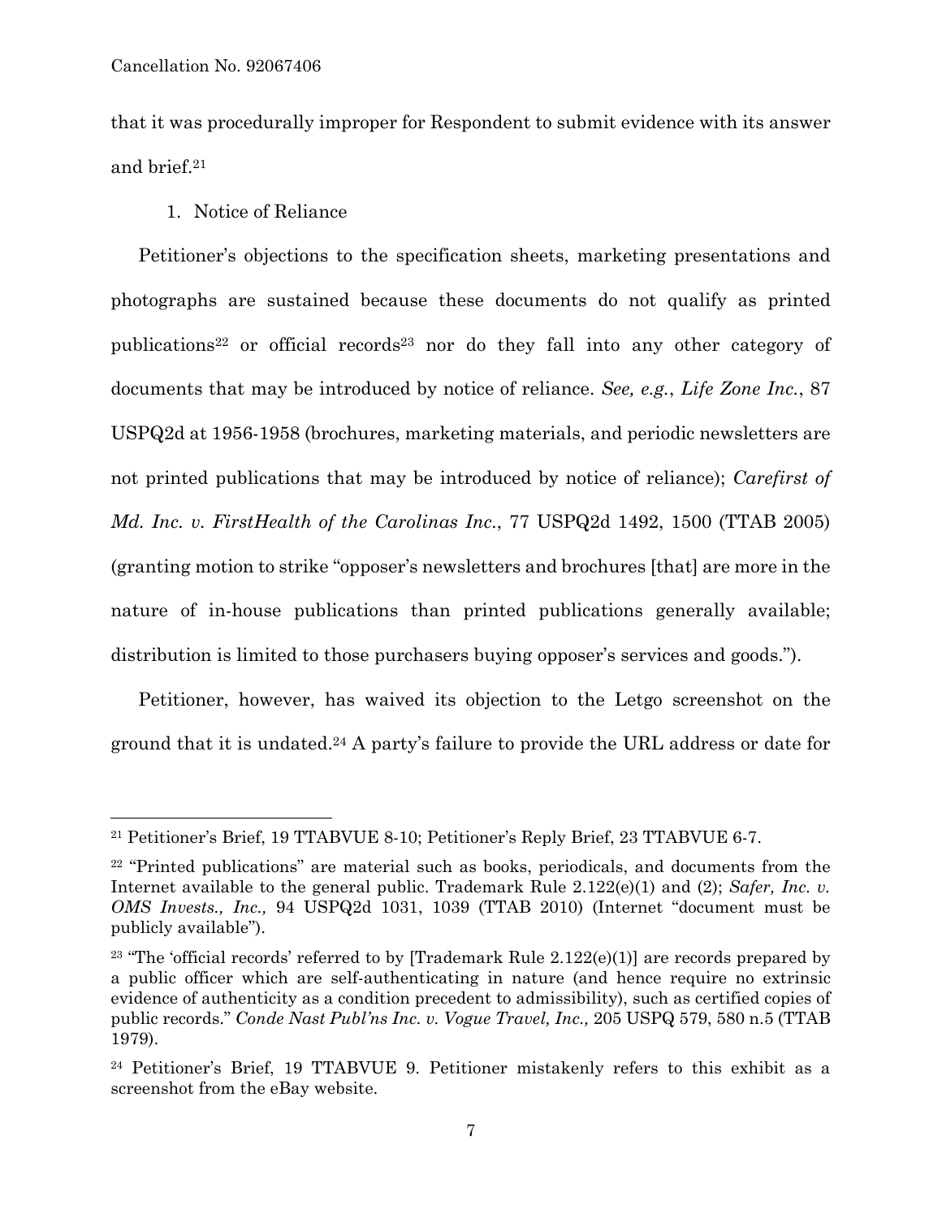that it was procedurally improper for Respondent to submit evidence with its answer and brief.[21]

1. Notice of Reliance

Petitioner's objections to the specification sheets, marketing presentations and photographs are sustained because these documents do not qualify as printed publications[22] or official records[23] nor do they fall into any other category of documents that may be introduced by notice of reliance. *See, e.g.*, *Life Zone Inc.*, 87 USPQ2d at 1956-1958 (brochures, marketing materials, and periodic newsletters are not printed publications that may be introduced by notice of reliance); *Carefirst of Md. Inc. v. FirstHealth of the Carolinas Inc.*, 77 USPQ2d 1492, 1500 (TTAB 2005) (granting motion to strike "opposer's newsletters and brochures [that] are more in the nature of in-house publications than printed publications generally available; distribution is limited to those purchasers buying opposer's services and goods.").

Petitioner, however, has waived its objection to the Letgo screenshot on the ground that it is undated.[24] A party's failure to provide the URL address or date for

---

[21] Petitioner's Brief, 19 TTABVUE 8-10; Petitioner's Reply Brief, 23 TTABVUE 6-7.

[22] "Printed publications" are material such as books, periodicals, and documents from the Internet available to the general public. Trademark Rule 2.122(e)(1) and (2); *Safer, Inc. v. OMS Invests., Inc.,* 94 USPQ2d 1031, 1039 (TTAB 2010) (Internet "document must be publicly available").

[23] "The 'official records' referred to by [Trademark Rule 2.122(e)(1)] are records prepared by a public officer which are self-authenticating in nature (and hence require no extrinsic evidence of authenticity as a condition precedent to admissibility), such as certified copies of public records." *Conde Nast Publ'ns Inc. v. Vogue Travel, Inc.,* 205 USPQ 579, 580 n.5 (TTAB 1979).

[24] Petitioner's Brief, 19 TTABVUE 9. Petitioner mistakenly refers to this exhibit as a screenshot from the eBay website.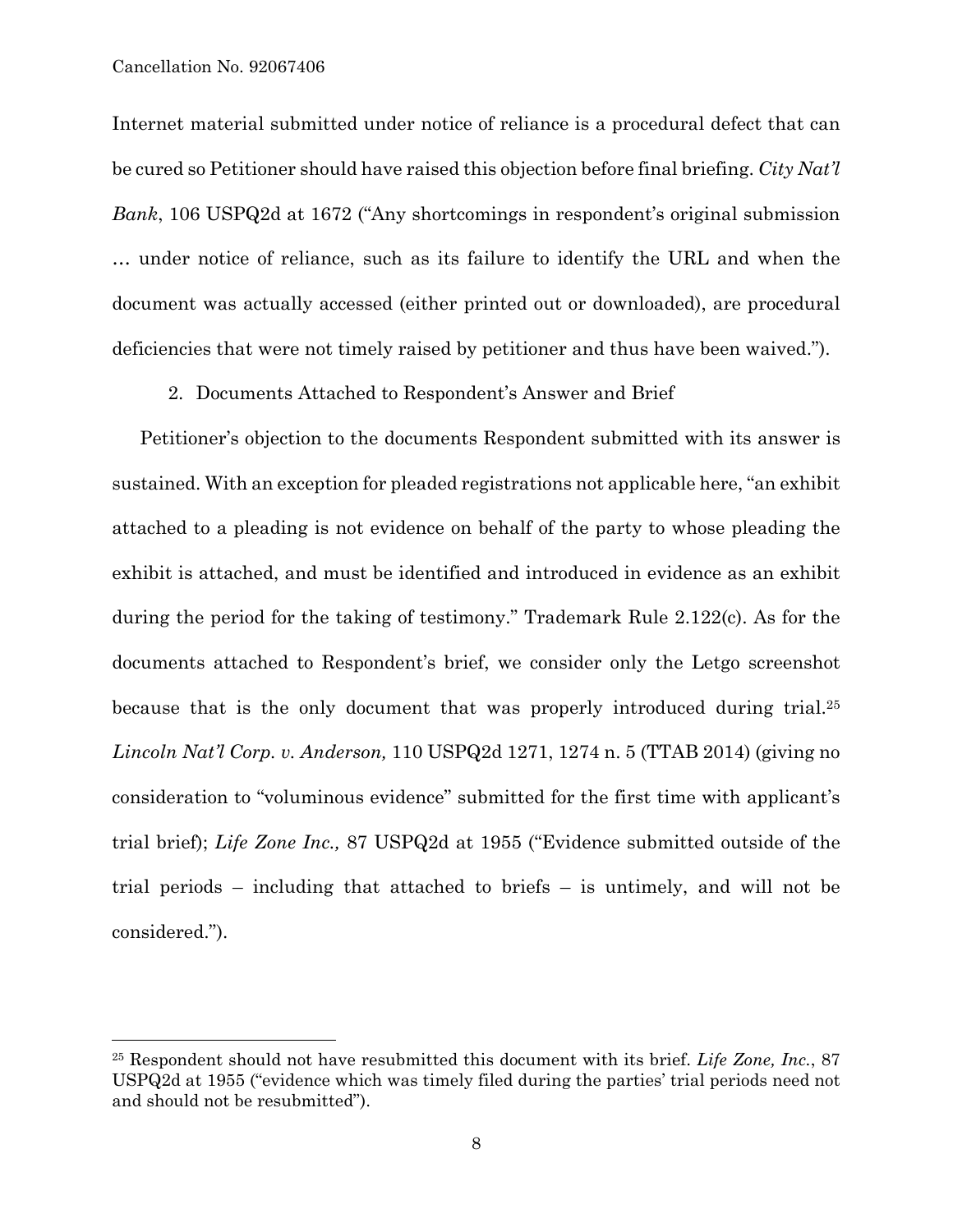Internet material submitted under notice of reliance is a procedural defect that can be cured so Petitioner should have raised this objection before final briefing. *City Nat'l Bank*, 106 USPQ2d at 1672 ("Any shortcomings in respondent's original submission … under notice of reliance, such as its failure to identify the URL and when the document was actually accessed (either printed out or downloaded), are procedural deficiencies that were not timely raised by petitioner and thus have been waived.").

2. Documents Attached to Respondent's Answer and Brief

Petitioner's objection to the documents Respondent submitted with its answer is sustained. With an exception for pleaded registrations not applicable here, "an exhibit attached to a pleading is not evidence on behalf of the party to whose pleading the exhibit is attached, and must be identified and introduced in evidence as an exhibit during the period for the taking of testimony." Trademark Rule 2.122(c). As for the documents attached to Respondent's brief, we consider only the Letgo screenshot because that is the only document that was properly introduced during trial.[25] *Lincoln Nat'l Corp. v. Anderson,* 110 USPQ2d 1271, 1274 n. 5 (TTAB 2014) (giving no consideration to "voluminous evidence" submitted for the first time with applicant's trial brief); *Life Zone Inc.,* 87 USPQ2d at 1955 ("Evidence submitted outside of the trial periods – including that attached to briefs – is untimely, and will not be considered.").

---

[25] Respondent should not have resubmitted this document with its brief. *Life Zone, Inc.*, 87 USPQ2d at 1955 ("evidence which was timely filed during the parties' trial periods need not and should not be resubmitted").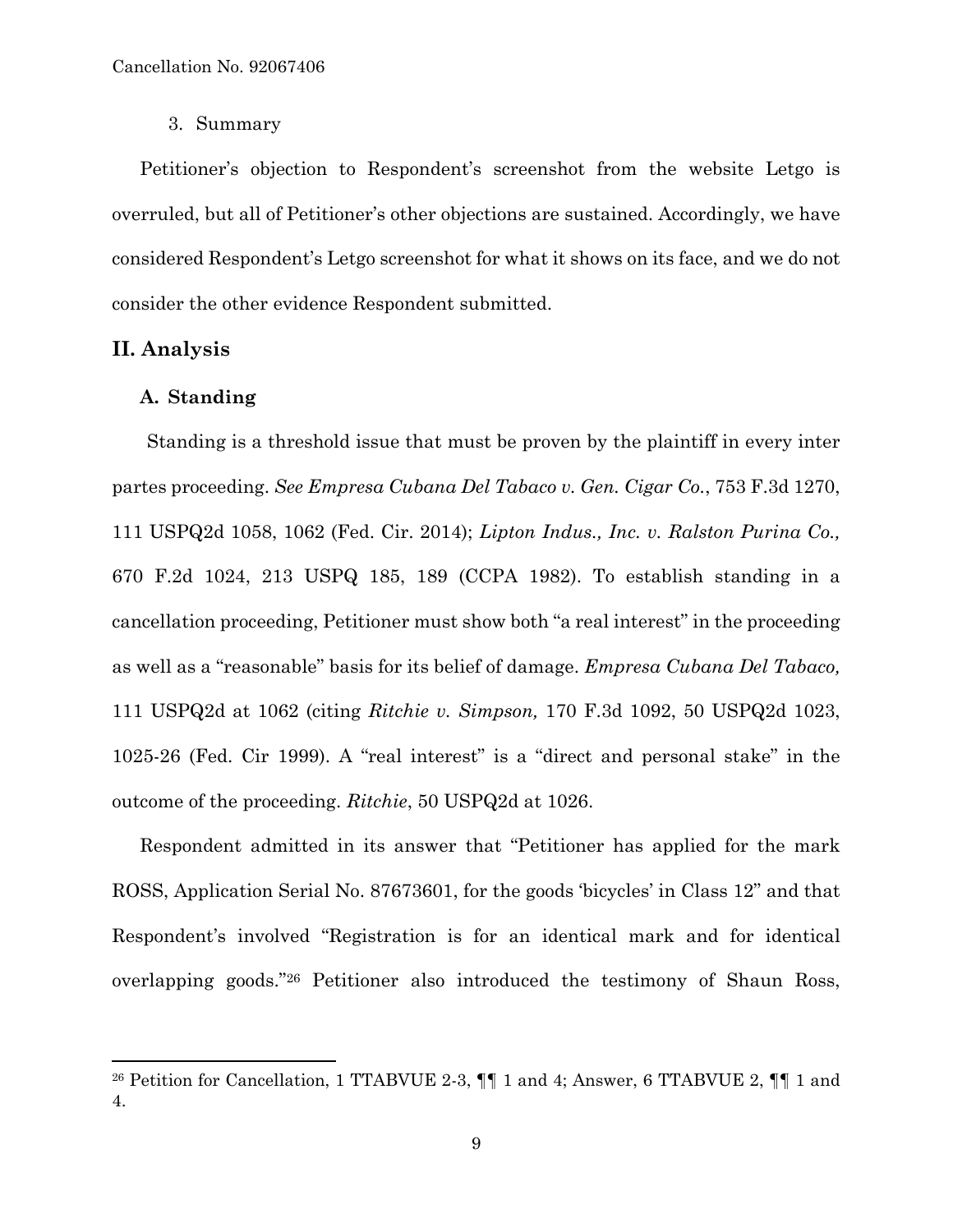3. Summary

Petitioner's objection to Respondent's screenshot from the website Letgo is overruled, but all of Petitioner's other objections are sustained. Accordingly, we have considered Respondent's Letgo screenshot for what it shows on its face, and we do not consider the other evidence Respondent submitted.

## II. Analysis

### A. Standing

Standing is a threshold issue that must be proven by the plaintiff in every inter partes proceeding. *See Empresa Cubana Del Tabaco v. Gen. Cigar Co.*, 753 F.3d 1270, 111 USPQ2d 1058, 1062 (Fed. Cir. 2014); *Lipton Indus., Inc. v. Ralston Purina Co.,* 670 F.2d 1024, 213 USPQ 185, 189 (CCPA 1982). To establish standing in a cancellation proceeding, Petitioner must show both "a real interest" in the proceeding as well as a "reasonable" basis for its belief of damage. *Empresa Cubana Del Tabaco,* 111 USPQ2d at 1062 (citing *Ritchie v. Simpson,* 170 F.3d 1092, 50 USPQ2d 1023, 1025-26 (Fed. Cir 1999). A "real interest" is a "direct and personal stake" in the outcome of the proceeding. *Ritchie*, 50 USPQ2d at 1026.

Respondent admitted in its answer that "Petitioner has applied for the mark ROSS, Application Serial No. 87673601, for the goods 'bicycles' in Class 12" and that Respondent's involved "Registration is for an identical mark and for identical overlapping goods."[26] Petitioner also introduced the testimony of Shaun Ross,

---

[26] Petition for Cancellation, 1 TTABVUE 2-3, ¶¶ 1 and 4; Answer, 6 TTABVUE 2, ¶¶ 1 and 4.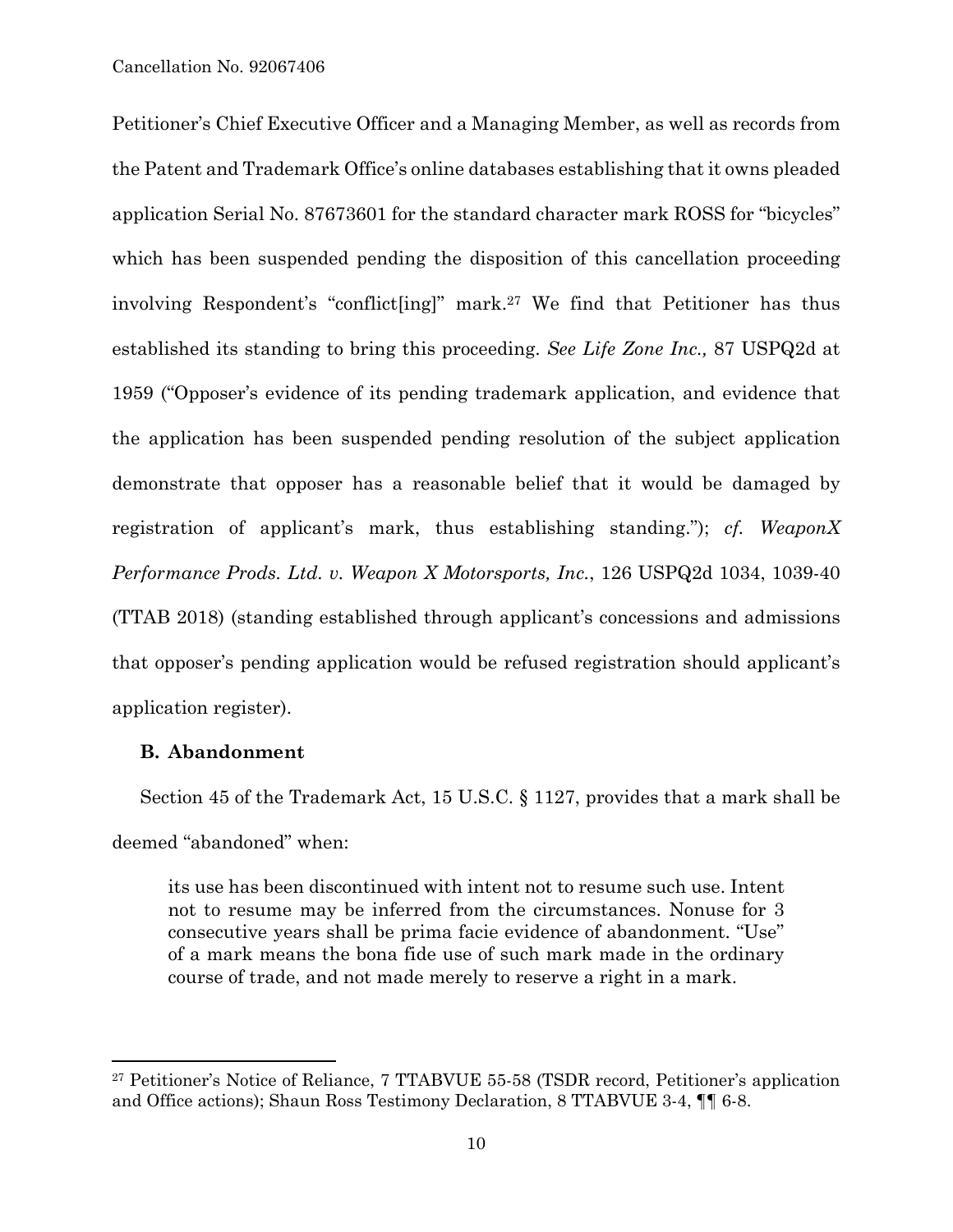Petitioner's Chief Executive Officer and a Managing Member, as well as records from the Patent and Trademark Office's online databases establishing that it owns pleaded application Serial No. 87673601 for the standard character mark ROSS for "bicycles" which has been suspended pending the disposition of this cancellation proceeding involving Respondent's "conflict[ing]" mark.[27] We find that Petitioner has thus established its standing to bring this proceeding. *See Life Zone Inc.,* 87 USPQ2d at 1959 ("Opposer's evidence of its pending trademark application, and evidence that the application has been suspended pending resolution of the subject application demonstrate that opposer has a reasonable belief that it would be damaged by registration of applicant's mark, thus establishing standing."); *cf. WeaponX Performance Prods. Ltd. v. Weapon X Motorsports, Inc.*, 126 USPQ2d 1034, 1039-40 (TTAB 2018) (standing established through applicant's concessions and admissions that opposer's pending application would be refused registration should applicant's application register).

### B. Abandonment

Section 45 of the Trademark Act, 15 U.S.C. § 1127, provides that a mark shall be deemed "abandoned" when:

> its use has been discontinued with intent not to resume such use. Intent not to resume may be inferred from the circumstances. Nonuse for 3 consecutive years shall be prima facie evidence of abandonment. "Use" of a mark means the bona fide use of such mark made in the ordinary course of trade, and not made merely to reserve a right in a mark.

---

[27] Petitioner's Notice of Reliance, 7 TTABVUE 55-58 (TSDR record, Petitioner's application and Office actions); Shaun Ross Testimony Declaration, 8 TTABVUE 3-4, ¶¶ 6-8.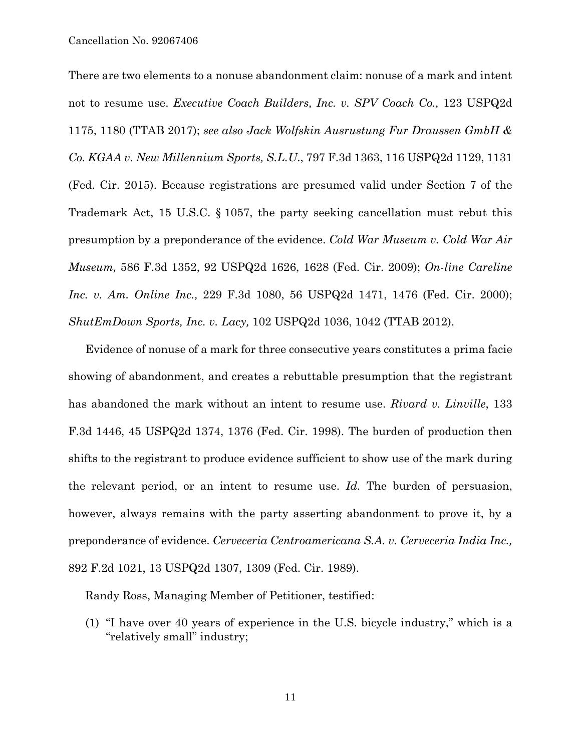There are two elements to a nonuse abandonment claim: nonuse of a mark and intent not to resume use. *Executive Coach Builders, Inc. v. SPV Coach Co.,* 123 USPQ2d 1175, 1180 (TTAB 2017); *see also Jack Wolfskin Ausrustung Fur Draussen GmbH & Co. KGAA v. New Millennium Sports, S.L.U.*, 797 F.3d 1363, 116 USPQ2d 1129, 1131 (Fed. Cir. 2015). Because registrations are presumed valid under Section 7 of the Trademark Act, 15 U.S.C. § 1057, the party seeking cancellation must rebut this presumption by a preponderance of the evidence. *Cold War Museum v. Cold War Air Museum,* 586 F.3d 1352, 92 USPQ2d 1626, 1628 (Fed. Cir. 2009); *On-line Careline Inc. v. Am. Online Inc.,* 229 F.3d 1080, 56 USPQ2d 1471, 1476 (Fed. Cir. 2000); *ShutEmDown Sports, Inc. v. Lacy,* 102 USPQ2d 1036, 1042 (TTAB 2012).

Evidence of nonuse of a mark for three consecutive years constitutes a prima facie showing of abandonment, and creates a rebuttable presumption that the registrant has abandoned the mark without an intent to resume use. *Rivard v. Linville*, 133 F.3d 1446, 45 USPQ2d 1374, 1376 (Fed. Cir. 1998). The burden of production then shifts to the registrant to produce evidence sufficient to show use of the mark during the relevant period, or an intent to resume use. *Id.* The burden of persuasion, however, always remains with the party asserting abandonment to prove it, by a preponderance of evidence. *Cerveceria Centroamericana S.A. v. Cerveceria India Inc.,* 892 F.2d 1021, 13 USPQ2d 1307, 1309 (Fed. Cir. 1989).

Randy Ross, Managing Member of Petitioner, testified:

(1) "I have over 40 years of experience in the U.S. bicycle industry," which is a "relatively small" industry;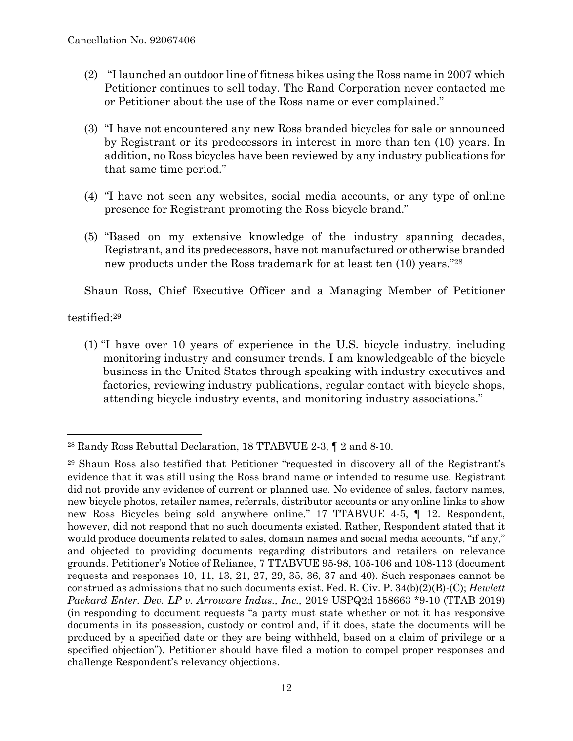(2) "I launched an outdoor line of fitness bikes using the Ross name in 2007 which Petitioner continues to sell today. The Rand Corporation never contacted me or Petitioner about the use of the Ross name or ever complained."

(3) "I have not encountered any new Ross branded bicycles for sale or announced by Registrant or its predecessors in interest in more than ten (10) years. In addition, no Ross bicycles have been reviewed by any industry publications for that same time period."

(4) "I have not seen any websites, social media accounts, or any type of online presence for Registrant promoting the Ross bicycle brand."

(5) "Based on my extensive knowledge of the industry spanning decades, Registrant, and its predecessors, have not manufactured or otherwise branded new products under the Ross trademark for at least ten (10) years."[28]

Shaun Ross, Chief Executive Officer and a Managing Member of Petitioner testified:[29]

(1) "I have over 10 years of experience in the U.S. bicycle industry, including monitoring industry and consumer trends. I am knowledgeable of the bicycle business in the United States through speaking with industry executives and factories, reviewing industry publications, regular contact with bicycle shops, attending bicycle industry events, and monitoring industry associations."

---

[28] Randy Ross Rebuttal Declaration, 18 TTABVUE 2-3, ¶ 2 and 8-10.

[29] Shaun Ross also testified that Petitioner "requested in discovery all of the Registrant's evidence that it was still using the Ross brand name or intended to resume use. Registrant did not provide any evidence of current or planned use. No evidence of sales, factory names, new bicycle photos, retailer names, referrals, distributor accounts or any online links to show new Ross Bicycles being sold anywhere online." 17 TTABVUE 4-5, ¶ 12. Respondent, however, did not respond that no such documents existed. Rather, Respondent stated that it would produce documents related to sales, domain names and social media accounts, "if any," and objected to providing documents regarding distributors and retailers on relevance grounds. Petitioner's Notice of Reliance, 7 TTABVUE 95-98, 105-106 and 108-113 (document requests and responses 10, 11, 13, 21, 27, 29, 35, 36, 37 and 40). Such responses cannot be construed as admissions that no such documents exist. Fed. R. Civ. P. 34(b)(2)(B)-(C); *Hewlett Packard Enter. Dev. LP v. Arroware Indus., Inc.,* 2019 USPQ2d 158663 *9-10 (TTAB 2019) (in responding to document requests "a party must state whether or not it has responsive documents in its possession, custody or control and, if it does, state the documents will be produced by a specified date or they are being withheld, based on a claim of privilege or a specified objection"). Petitioner should have filed a motion to compel proper responses and challenge Respondent's relevancy objections.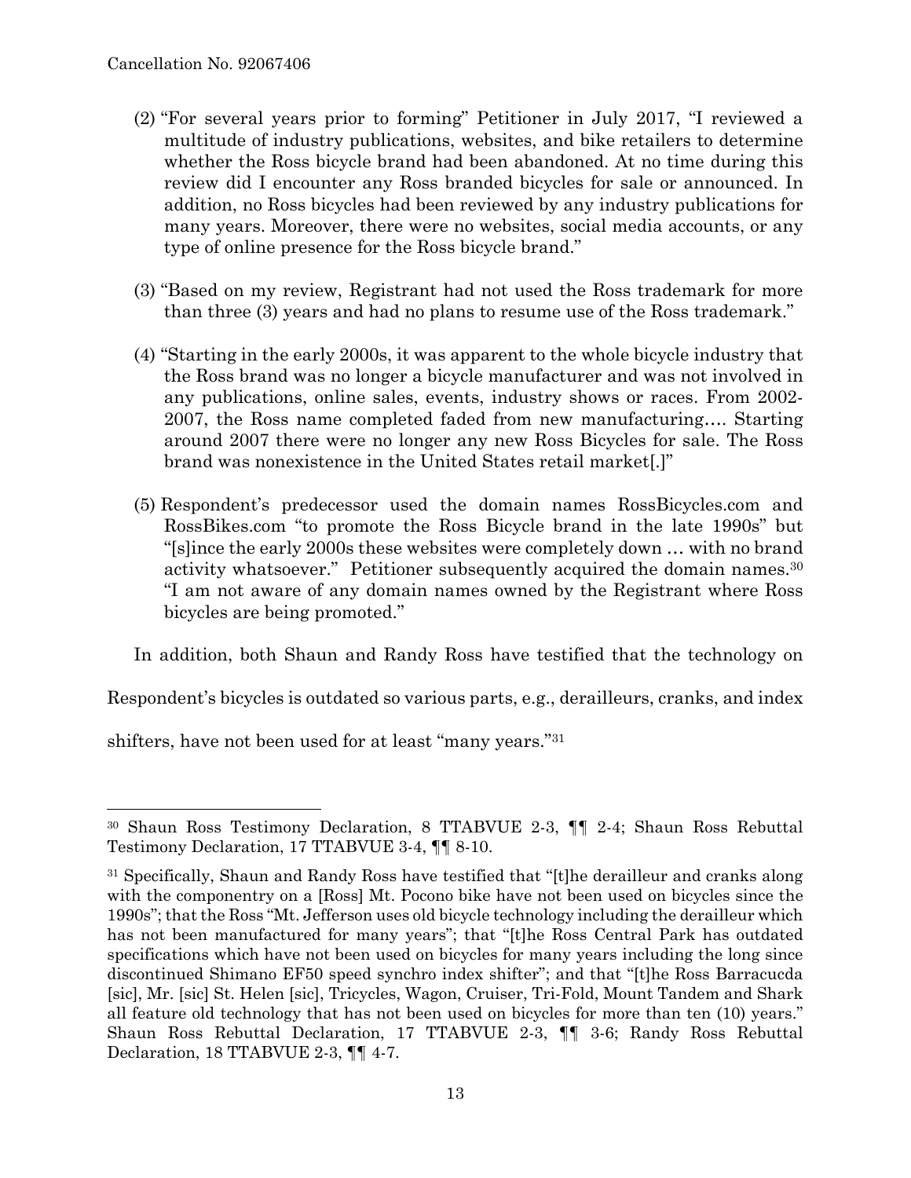(2) "For several years prior to forming" Petitioner in July 2017, "I reviewed a multitude of industry publications, websites, and bike retailers to determine whether the Ross bicycle brand had been abandoned. At no time during this review did I encounter any Ross branded bicycles for sale or announced. In addition, no Ross bicycles had been reviewed by any industry publications for many years. Moreover, there were no websites, social media accounts, or any type of online presence for the Ross bicycle brand."

(3) "Based on my review, Registrant had not used the Ross trademark for more than three (3) years and had no plans to resume use of the Ross trademark."

(4) "Starting in the early 2000s, it was apparent to the whole bicycle industry that the Ross brand was no longer a bicycle manufacturer and was not involved in any publications, online sales, events, industry shows or races. From 2002-2007, the Ross name completed faded from new manufacturing…. Starting around 2007 there were no longer any new Ross Bicycles for sale. The Ross brand was nonexistence in the United States retail market[.]"

(5) Respondent's predecessor used the domain names RossBicycles.com and RossBikes.com "to promote the Ross Bicycle brand in the late 1990s" but "[s]ince the early 2000s these websites were completely down … with no brand activity whatsoever." Petitioner subsequently acquired the domain names.[30] "I am not aware of any domain names owned by the Registrant where Ross bicycles are being promoted."

In addition, both Shaun and Randy Ross have testified that the technology on Respondent's bicycles is outdated so various parts, e.g., derailleurs, cranks, and index shifters, have not been used for at least "many years."[31]

---

[30] Shaun Ross Testimony Declaration, 8 TTABVUE 2-3, ¶¶ 2-4; Shaun Ross Rebuttal Testimony Declaration, 17 TTABVUE 3-4, ¶¶ 8-10.

[31] Specifically, Shaun and Randy Ross have testified that "[t]he derailleur and cranks along with the componentry on a [Ross] Mt. Pocono bike have not been used on bicycles since the 1990s"; that the Ross "Mt. Jefferson uses old bicycle technology including the derailleur which has not been manufactured for many years"; that "[t]he Ross Central Park has outdated specifications which have not been used on bicycles for many years including the long since discontinued Shimano EF50 speed synchro index shifter"; and that "[t]he Ross Barracucda [sic], Mr. [sic] St. Helen [sic], Tricycles, Wagon, Cruiser, Tri-Fold, Mount Tandem and Shark all feature old technology that has not been used on bicycles for more than ten (10) years." Shaun Ross Rebuttal Declaration, 17 TTABVUE 2-3, ¶¶ 3-6; Randy Ross Rebuttal Declaration, 18 TTABVUE 2-3, ¶¶ 4-7.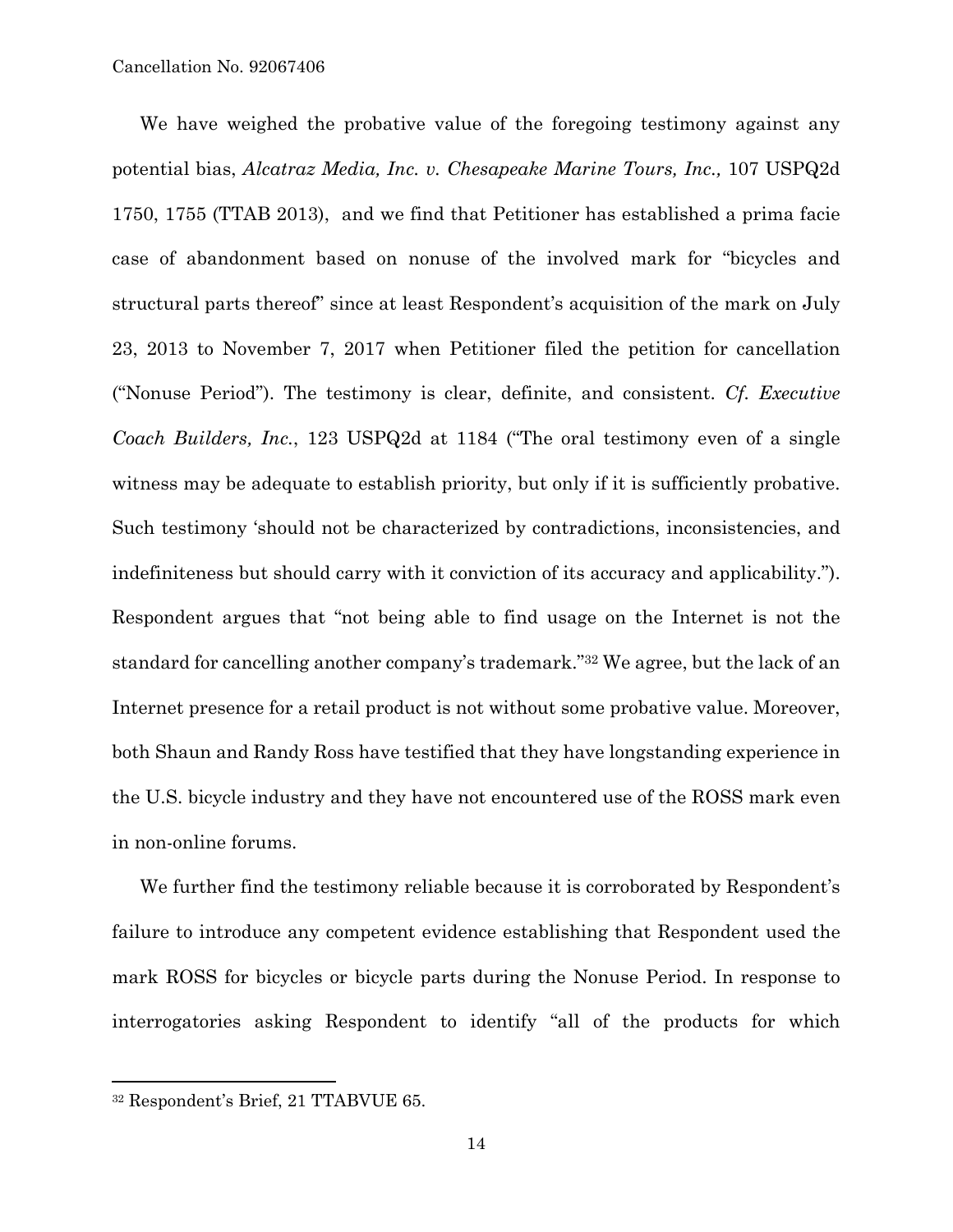We have weighed the probative value of the foregoing testimony against any potential bias, *Alcatraz Media, Inc. v. Chesapeake Marine Tours, Inc.,* 107 USPQ2d 1750, 1755 (TTAB 2013), and we find that Petitioner has established a prima facie case of abandonment based on nonuse of the involved mark for "bicycles and structural parts thereof" since at least Respondent's acquisition of the mark on July 23, 2013 to November 7, 2017 when Petitioner filed the petition for cancellation ("Nonuse Period"). The testimony is clear, definite, and consistent. *Cf. Executive Coach Builders, Inc.*, 123 USPQ2d at 1184 ("The oral testimony even of a single witness may be adequate to establish priority, but only if it is sufficiently probative. Such testimony 'should not be characterized by contradictions, inconsistencies, and indefiniteness but should carry with it conviction of its accuracy and applicability."). Respondent argues that "not being able to find usage on the Internet is not the standard for cancelling another company's trademark."[32] We agree, but the lack of an Internet presence for a retail product is not without some probative value. Moreover, both Shaun and Randy Ross have testified that they have longstanding experience in the U.S. bicycle industry and they have not encountered use of the ROSS mark even in non-online forums.

We further find the testimony reliable because it is corroborated by Respondent's failure to introduce any competent evidence establishing that Respondent used the mark ROSS for bicycles or bicycle parts during the Nonuse Period. In response to interrogatories asking Respondent to identify "all of the products for which

---

[32] Respondent's Brief, 21 TTABVUE 65.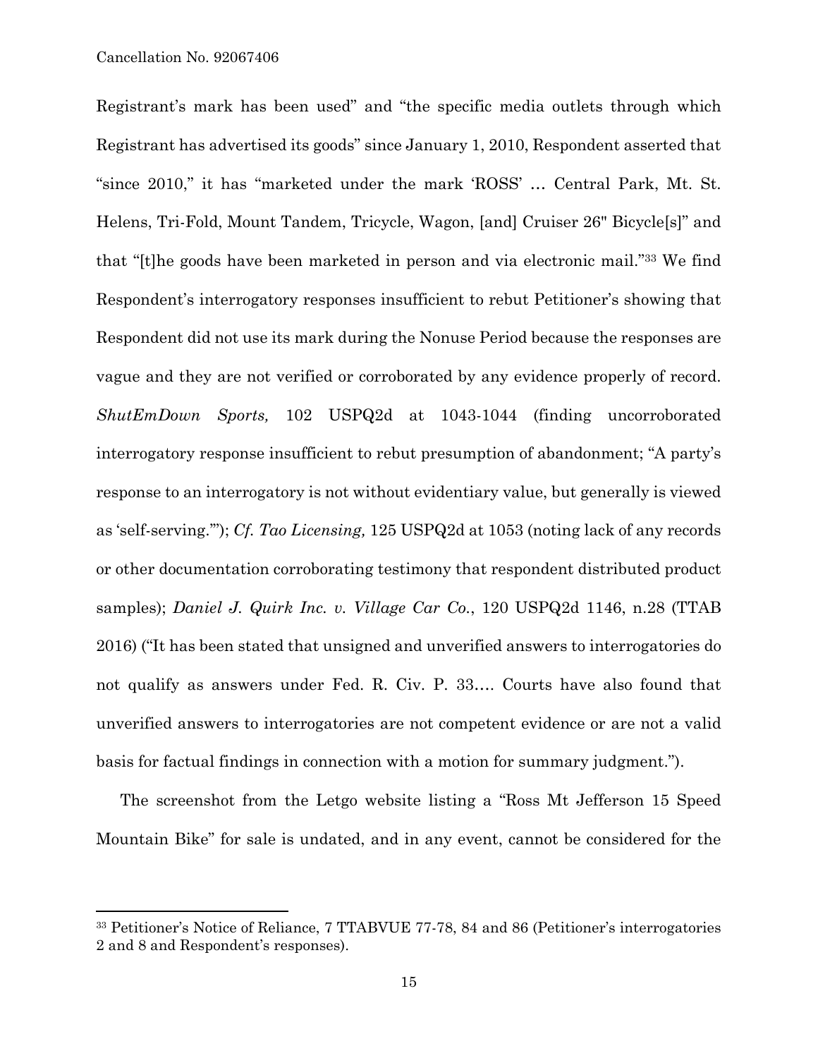Registrant's mark has been used" and "the specific media outlets through which Registrant has advertised its goods" since January 1, 2010, Respondent asserted that "since 2010," it has "marketed under the mark 'ROSS' … Central Park, Mt. St. Helens, Tri-Fold, Mount Tandem, Tricycle, Wagon, [and] Cruiser 26" Bicycle[s]" and that "[t]he goods have been marketed in person and via electronic mail."[33] We find Respondent's interrogatory responses insufficient to rebut Petitioner's showing that Respondent did not use its mark during the Nonuse Period because the responses are vague and they are not verified or corroborated by any evidence properly of record. *ShutEmDown Sports,* 102 USPQ2d at 1043-1044 (finding uncorroborated interrogatory response insufficient to rebut presumption of abandonment; "A party's response to an interrogatory is not without evidentiary value, but generally is viewed as 'self-serving.'"); *Cf. Tao Licensing,* 125 USPQ2d at 1053 (noting lack of any records or other documentation corroborating testimony that respondent distributed product samples); *Daniel J. Quirk Inc. v. Village Car Co.*, 120 USPQ2d 1146, n.28 (TTAB 2016) ("It has been stated that unsigned and unverified answers to interrogatories do not qualify as answers under Fed. R. Civ. P. 33…. Courts have also found that unverified answers to interrogatories are not competent evidence or are not a valid basis for factual findings in connection with a motion for summary judgment.").

The screenshot from the Letgo website listing a "Ross Mt Jefferson 15 Speed Mountain Bike" for sale is undated, and in any event, cannot be considered for the

---

[33] Petitioner's Notice of Reliance, 7 TTABVUE 77-78, 84 and 86 (Petitioner's interrogatories 2 and 8 and Respondent's responses).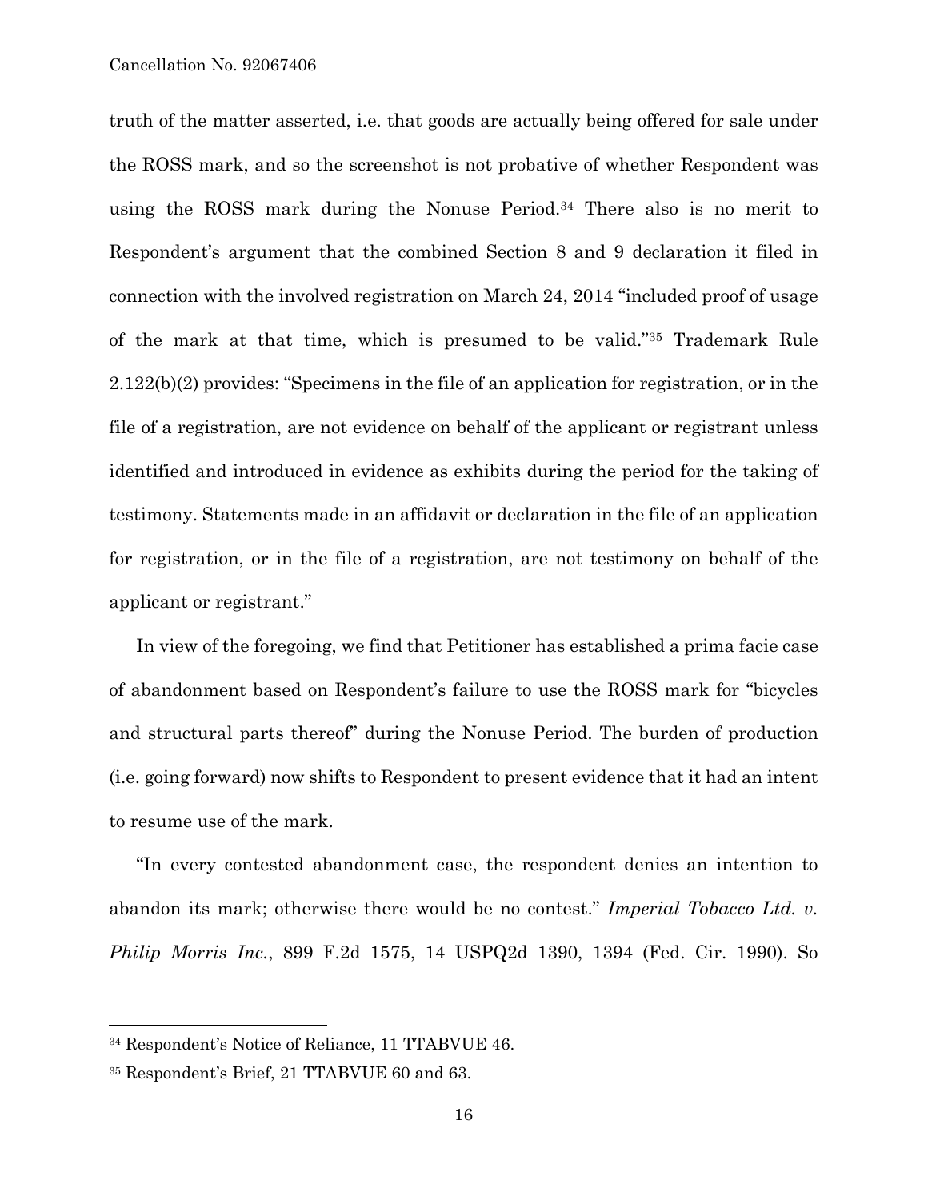truth of the matter asserted, i.e. that goods are actually being offered for sale under the ROSS mark, and so the screenshot is not probative of whether Respondent was using the ROSS mark during the Nonuse Period.[34] There also is no merit to Respondent's argument that the combined Section 8 and 9 declaration it filed in connection with the involved registration on March 24, 2014 "included proof of usage of the mark at that time, which is presumed to be valid."[35] Trademark Rule 2.122(b)(2) provides: "Specimens in the file of an application for registration, or in the file of a registration, are not evidence on behalf of the applicant or registrant unless identified and introduced in evidence as exhibits during the period for the taking of testimony. Statements made in an affidavit or declaration in the file of an application for registration, or in the file of a registration, are not testimony on behalf of the applicant or registrant."

In view of the foregoing, we find that Petitioner has established a prima facie case of abandonment based on Respondent's failure to use the ROSS mark for "bicycles and structural parts thereof" during the Nonuse Period. The burden of production (i.e. going forward) now shifts to Respondent to present evidence that it had an intent to resume use of the mark.

"In every contested abandonment case, the respondent denies an intention to abandon its mark; otherwise there would be no contest." *Imperial Tobacco Ltd. v. Philip Morris Inc.*, 899 F.2d 1575, 14 USPQ2d 1390, 1394 (Fed. Cir. 1990). So

---

[34] Respondent's Notice of Reliance, 11 TTABVUE 46.

[35] Respondent's Brief, 21 TTABVUE 60 and 63.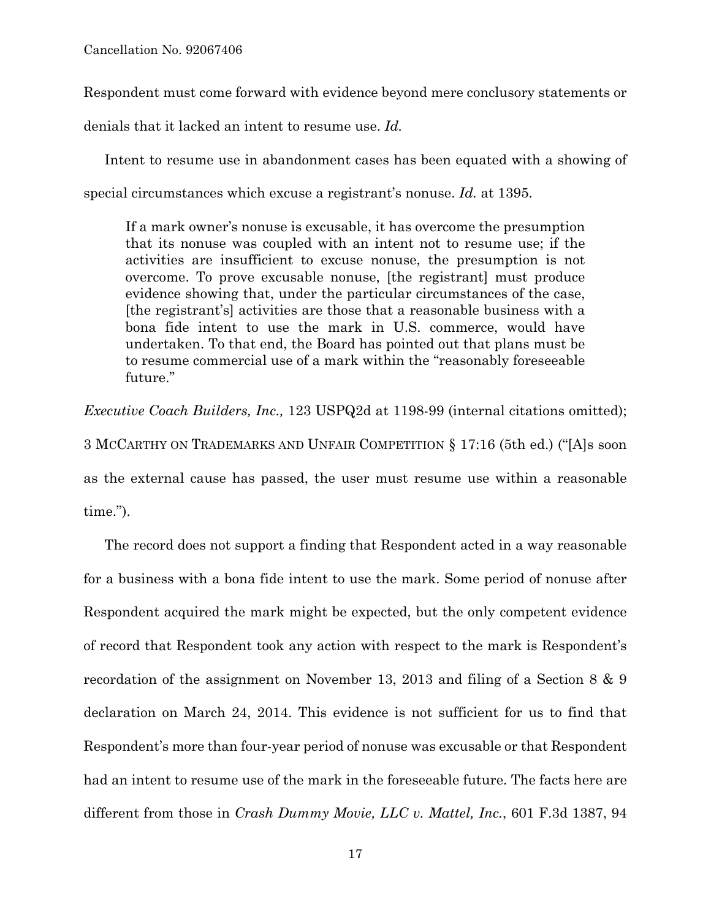Respondent must come forward with evidence beyond mere conclusory statements or denials that it lacked an intent to resume use. *Id.*

Intent to resume use in abandonment cases has been equated with a showing of special circumstances which excuse a registrant's nonuse. *Id.* at 1395.

> If a mark owner's nonuse is excusable, it has overcome the presumption that its nonuse was coupled with an intent not to resume use; if the activities are insufficient to excuse nonuse, the presumption is not overcome. To prove excusable nonuse, [the registrant] must produce evidence showing that, under the particular circumstances of the case, [the registrant's] activities are those that a reasonable business with a bona fide intent to use the mark in U.S. commerce, would have undertaken. To that end, the Board has pointed out that plans must be to resume commercial use of a mark within the "reasonably foreseeable future."

*Executive Coach Builders, Inc.,* 123 USPQ2d at 1198-99 (internal citations omitted); 3 MCCARTHY ON TRADEMARKS AND UNFAIR COMPETITION § 17:16 (5th ed.) ("[A]s soon as the external cause has passed, the user must resume use within a reasonable time.").

The record does not support a finding that Respondent acted in a way reasonable for a business with a bona fide intent to use the mark. Some period of nonuse after Respondent acquired the mark might be expected, but the only competent evidence of record that Respondent took any action with respect to the mark is Respondent's recordation of the assignment on November 13, 2013 and filing of a Section 8 & 9 declaration on March 24, 2014. This evidence is not sufficient for us to find that Respondent's more than four-year period of nonuse was excusable or that Respondent had an intent to resume use of the mark in the foreseeable future. The facts here are different from those in *Crash Dummy Movie, LLC v. Mattel, Inc.*, 601 F.3d 1387, 94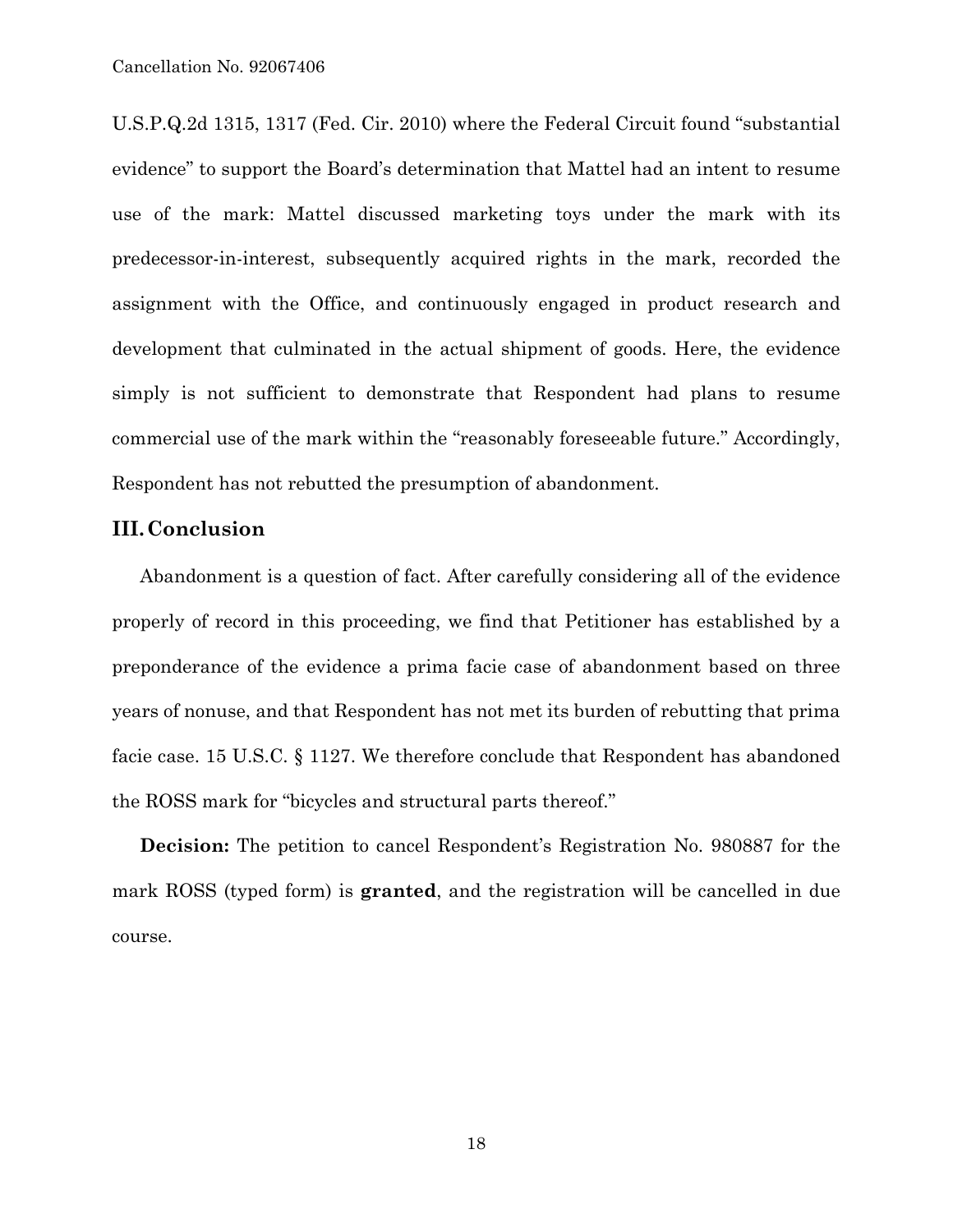U.S.P.Q.2d 1315, 1317 (Fed. Cir. 2010) where the Federal Circuit found "substantial evidence" to support the Board's determination that Mattel had an intent to resume use of the mark: Mattel discussed marketing toys under the mark with its predecessor-in-interest, subsequently acquired rights in the mark, recorded the assignment with the Office, and continuously engaged in product research and development that culminated in the actual shipment of goods. Here, the evidence simply is not sufficient to demonstrate that Respondent had plans to resume commercial use of the mark within the "reasonably foreseeable future." Accordingly, Respondent has not rebutted the presumption of abandonment.

## III. Conclusion

Abandonment is a question of fact. After carefully considering all of the evidence properly of record in this proceeding, we find that Petitioner has established by a preponderance of the evidence a prima facie case of abandonment based on three years of nonuse, and that Respondent has not met its burden of rebutting that prima facie case. 15 U.S.C. § 1127. We therefore conclude that Respondent has abandoned the ROSS mark for "bicycles and structural parts thereof."

**Decision:** The petition to cancel Respondent's Registration No. 980887 for the mark ROSS (typed form) is **granted**, and the registration will be cancelled in due course.